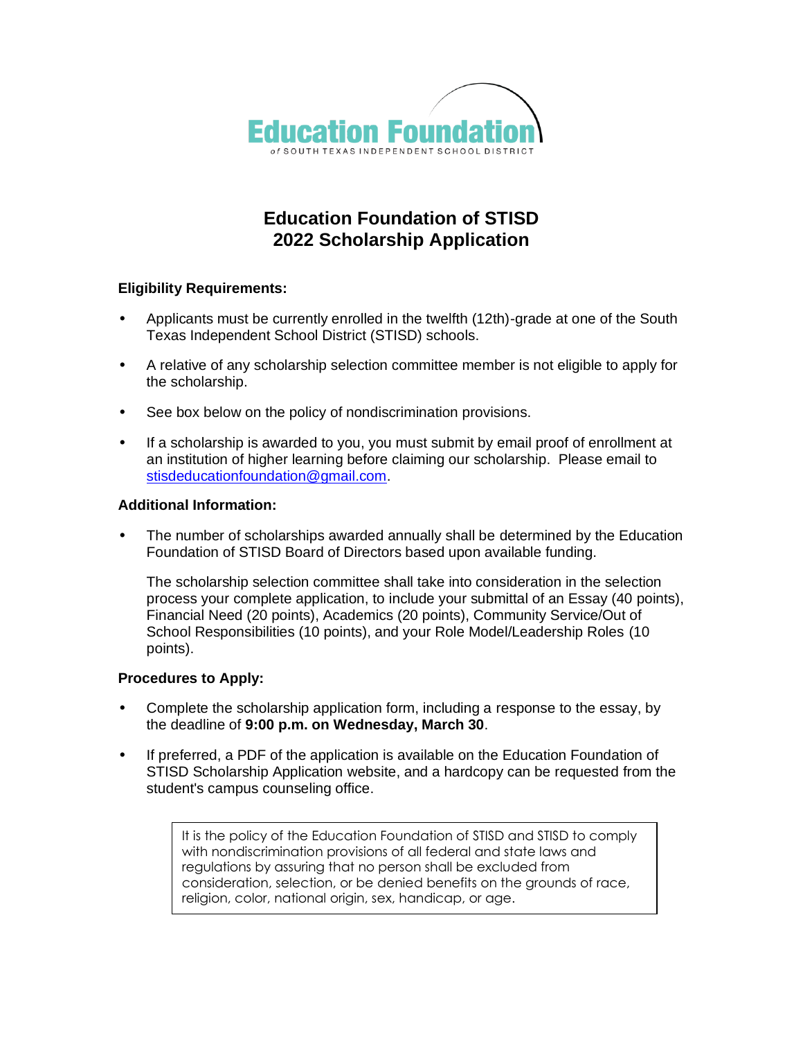Education Foundation
of SOUTH TEXAS INDEPENDENT SCHOOL DISTRICT

# Education Foundation of STISD
# 2022 Scholarship Application

**Eligibility Requirements:**

- Applicants must be currently enrolled in the twelfth (12th)-grade at one of the South Texas Independent School District (STISD) schools.
- A relative of any scholarship selection committee member is not eligible to apply for the scholarship.
- See box below on the policy of nondiscrimination provisions.
- If a scholarship is awarded to you, you must submit by email proof of enrollment at an institution of higher learning before claiming our scholarship. Please email to stisdeducationfoundation@gmail.com.

**Additional Information:**

- The number of scholarships awarded annually shall be determined by the Education Foundation of STISD Board of Directors based upon available funding.

  The scholarship selection committee shall take into consideration in the selection process your complete application, to include your submittal of an Essay (40 points), Financial Need (20 points), Academics (20 points), Community Service/Out of School Responsibilities (10 points), and your Role Model/Leadership Roles (10 points).

**Procedures to Apply:**

- Complete the scholarship application form, including a response to the essay, by the deadline of **9:00 p.m. on Wednesday, March 30**.
- If preferred, a PDF of the application is available on the Education Foundation of STISD Scholarship Application website, and a hardcopy can be requested from the student's campus counseling office.

> It is the policy of the Education Foundation of STISD and STISD to comply with nondiscrimination provisions of all federal and state laws and regulations by assuring that no person shall be excluded from consideration, selection, or be denied benefits on the grounds of race, religion, color, national origin, sex, handicap, or age.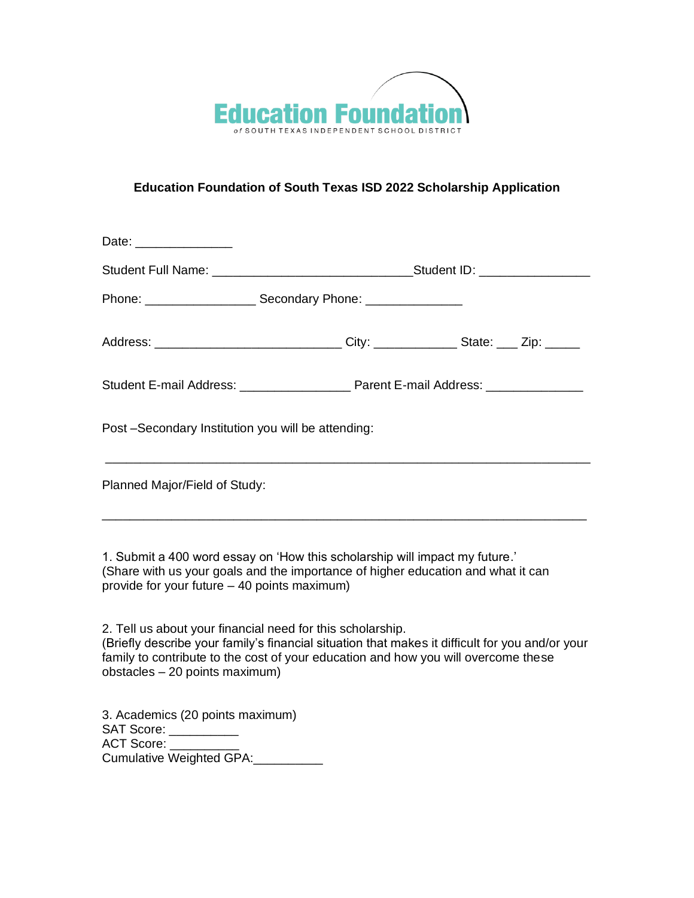**Education Foundation of South Texas ISD 2022 Scholarship Application**

Date: ______________

Student Full Name: ____________________________Student ID: ________________

Phone: ________________ Secondary Phone: ______________

Address: __________________________ City: ____________ State: ___ Zip: _____

Student E-mail Address: ________________ Parent E-mail Address: ______________

Post –Secondary Institution you will be attending:

_____________________________________________________________________

Planned Major/Field of Study:

_____________________________________________________________________

1. Submit a 400 word essay on 'How this scholarship will impact my future.'
(Share with us your goals and the importance of higher education and what it can provide for your future – 40 points maximum)

2. Tell us about your financial need for this scholarship.
(Briefly describe your family's financial situation that makes it difficult for you and/or your family to contribute to the cost of your education and how you will overcome these obstacles – 20 points maximum)

3. Academics (20 points maximum)
SAT Score: __________
ACT Score: __________
Cumulative Weighted GPA:__________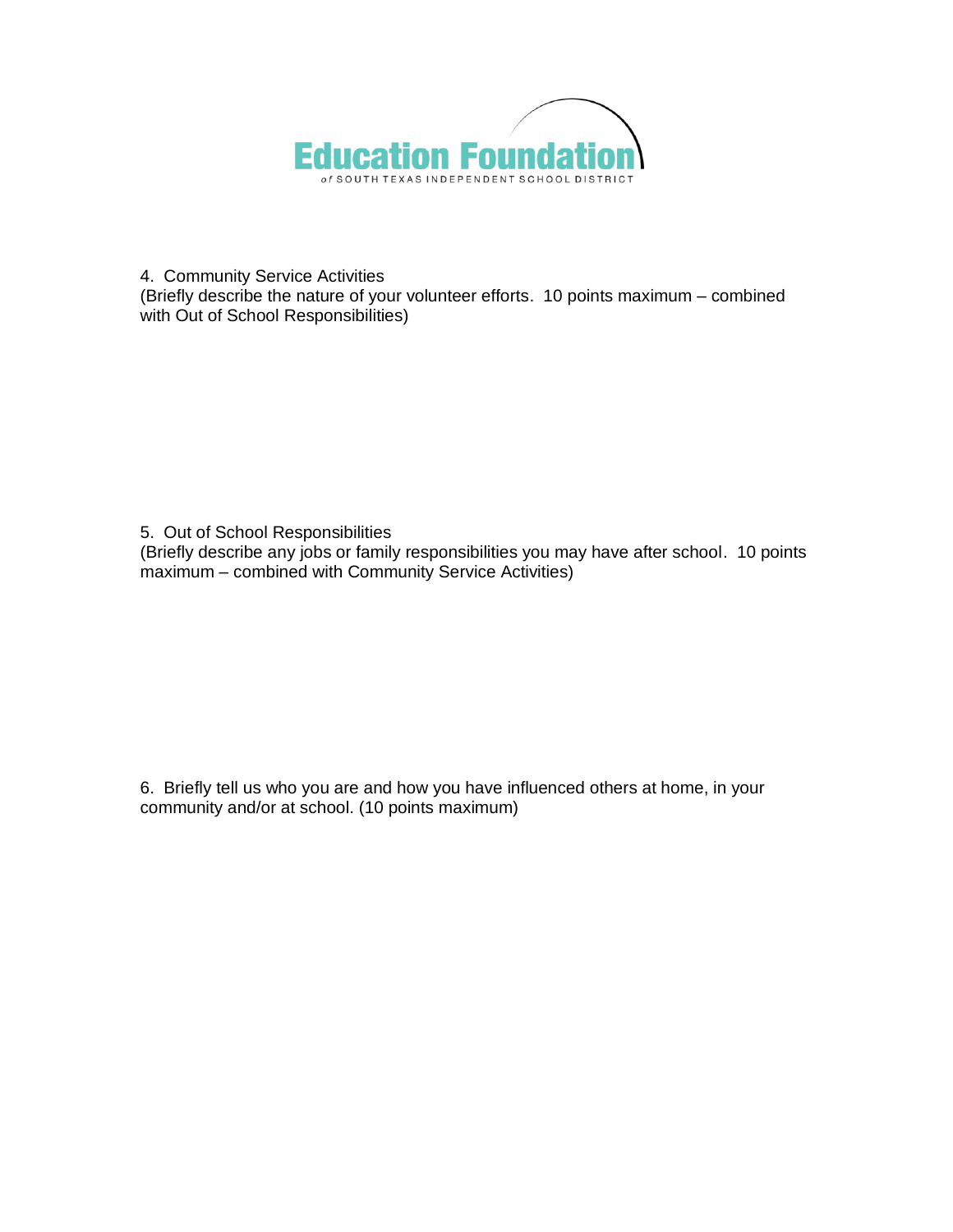**Education Foundation** *of* SOUTH TEXAS INDEPENDENT SCHOOL DISTRICT

4. Community Service Activities
(Briefly describe the nature of your volunteer efforts. 10 points maximum – combined with Out of School Responsibilities)

5. Out of School Responsibilities
(Briefly describe any jobs or family responsibilities you may have after school. 10 points maximum – combined with Community Service Activities)

6. Briefly tell us who you are and how you have influenced others at home, in your community and/or at school. (10 points maximum)